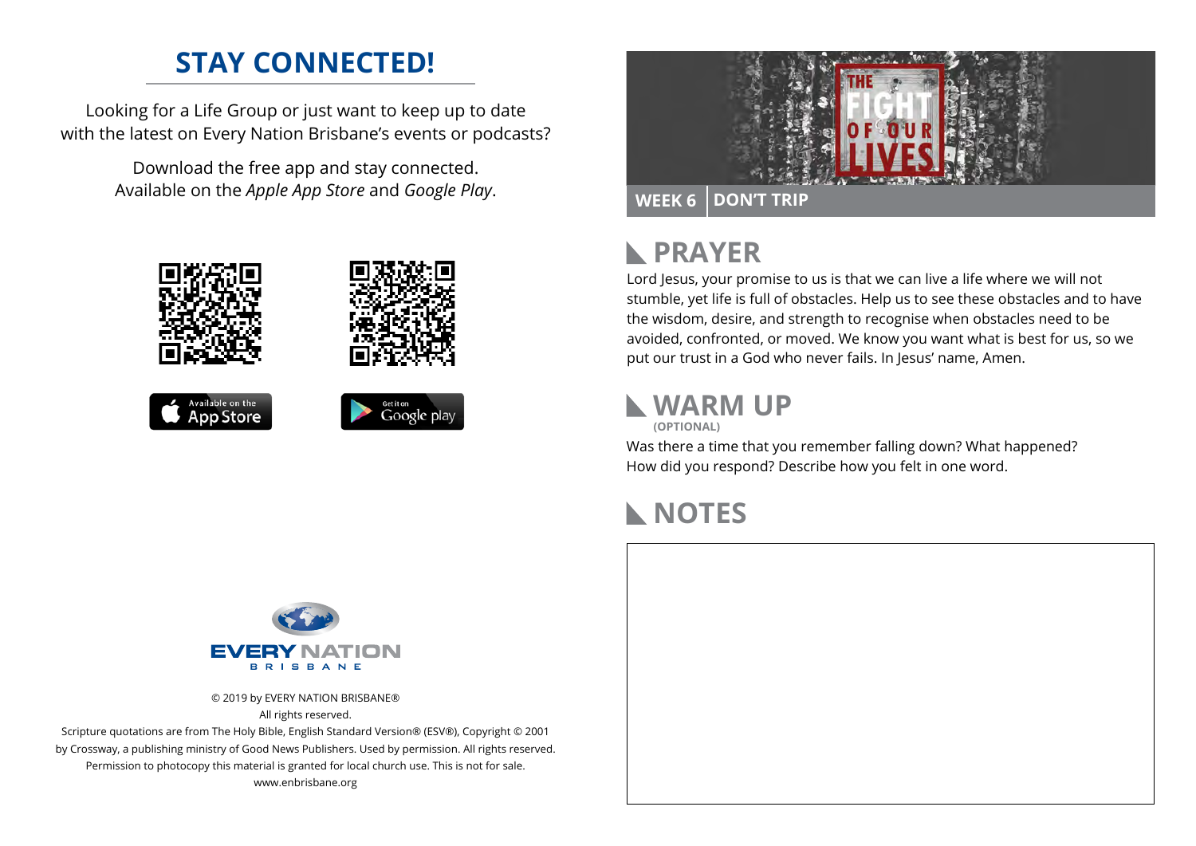## STAY CONNECTED!

Looking for a Life Group or just want to keep up to date with the latest on Every Nation Brisbane's events or podcasts?

Download the free app and stay connected. Available on the *Apple App Store* and *Google Play*.

Available on the App Store

Get it on Google play

EVERY NATION BRISBANE

© 2019 by EVERY NATION BRISBANE®
All rights reserved.
Scripture quotations are from The Holy Bible, English Standard Version® (ESV®), Copyright © 2001 by Crossway, a publishing ministry of Good News Publishers. Used by permission. All rights reserved.
Permission to photocopy this material is granted for local church use. This is not for sale.
www.enbrisbane.org

THE FIGHT OF OUR LIVES

**WEEK 6** | **DON'T TRIP**

## PRAYER

Lord Jesus, your promise to us is that we can live a life where we will not stumble, yet life is full of obstacles. Help us to see these obstacles and to have the wisdom, desire, and strength to recognise when obstacles need to be avoided, confronted, or moved. We know you want what is best for us, so we put our trust in a God who never fails. In Jesus' name, Amen.

## WARM UP
**(OPTIONAL)**

Was there a time that you remember falling down? What happened? How did you respond? Describe how you felt in one word.

## NOTES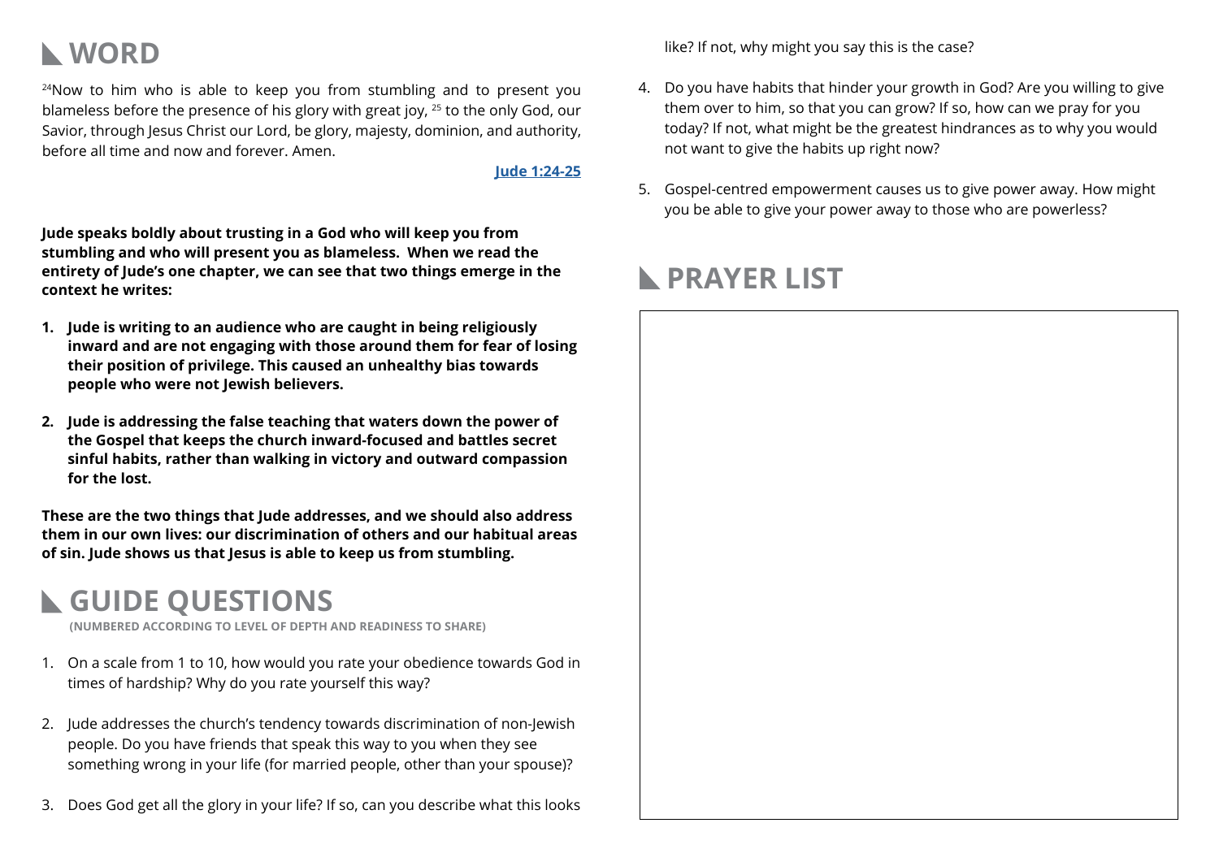## WORD

[24]Now to him who is able to keep you from stumbling and to present you blameless before the presence of his glory with great joy, [25] to the only God, our Savior, through Jesus Christ our Lord, be glory, majesty, dominion, and authority, before all time and now and forever. Amen.

**Jude 1:24-25**

**Jude speaks boldly about trusting in a God who will keep you from stumbling and who will present you as blameless. When we read the entirety of Jude's one chapter, we can see that two things emerge in the context he writes:**

1. **Jude is writing to an audience who are caught in being religiously inward and are not engaging with those around them for fear of losing their position of privilege. This caused an unhealthy bias towards people who were not Jewish believers.**
2. **Jude is addressing the false teaching that waters down the power of the Gospel that keeps the church inward-focused and battles secret sinful habits, rather than walking in victory and outward compassion for the lost.**

**These are the two things that Jude addresses, and we should also address them in our own lives: our discrimination of others and our habitual areas of sin. Jude shows us that Jesus is able to keep us from stumbling.**

## GUIDE QUESTIONS

**(NUMBERED ACCORDING TO LEVEL OF DEPTH AND READINESS TO SHARE)**

1. On a scale from 1 to 10, how would you rate your obedience towards God in times of hardship? Why do you rate yourself this way?
2. Jude addresses the church's tendency towards discrimination of non-Jewish people. Do you have friends that speak this way to you when they see something wrong in your life (for married people, other than your spouse)?
3. Does God get all the glory in your life? If so, can you describe what this looks like? If not, why might you say this is the case?
4. Do you have habits that hinder your growth in God? Are you willing to give them over to him, so that you can grow? If so, how can we pray for you today? If not, what might be the greatest hindrances as to why you would not want to give the habits up right now?
5. Gospel-centred empowerment causes us to give power away. How might you be able to give your power away to those who are powerless?

## PRAYER LIST